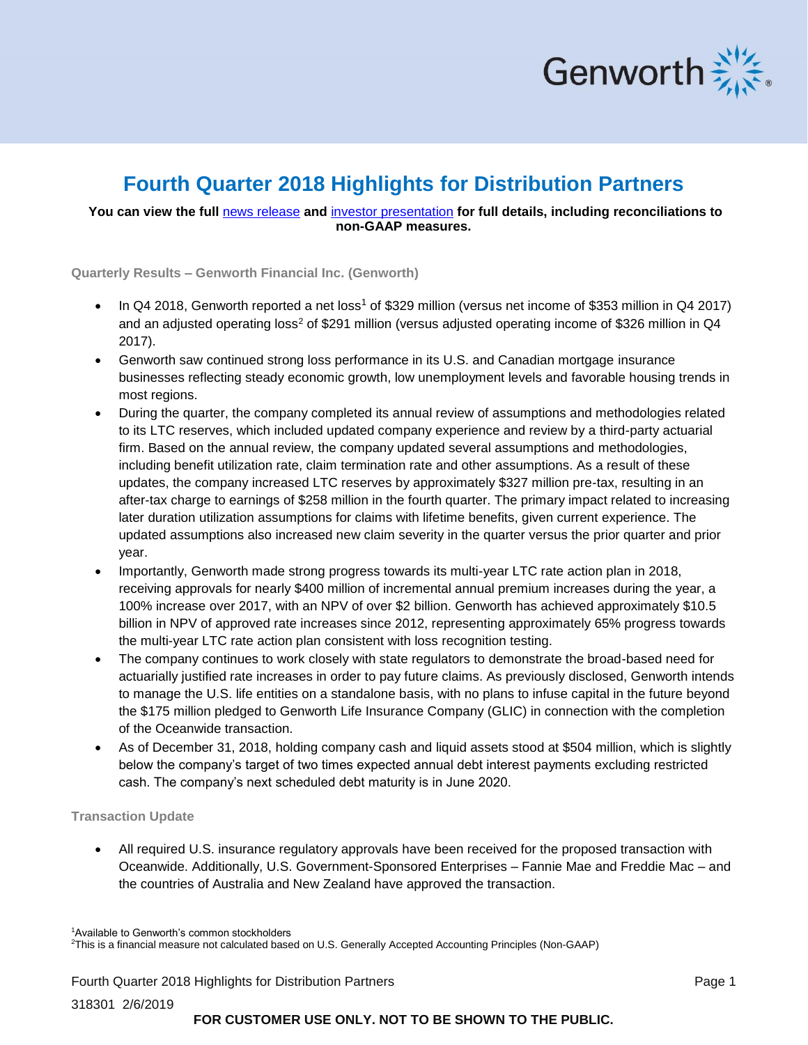# Fourth Quarter 2018 Highlights for Distribution Partners

**You can view the full news release and investor presentation for full details, including reconciliations to non-GAAP measures.**

### Quarterly Results – Genworth Financial Inc. (Genworth)

- In Q4 2018, Genworth reported a net loss[1] of $329 million (versus net income of $353 million in Q4 2017) and an adjusted operating loss[2] of $291 million (versus adjusted operating income of $326 million in Q4 2017).
- Genworth saw continued strong loss performance in its U.S. and Canadian mortgage insurance businesses reflecting steady economic growth, low unemployment levels and favorable housing trends in most regions.
- During the quarter, the company completed its annual review of assumptions and methodologies related to its LTC reserves, which included updated company experience and review by a third-party actuarial firm. Based on the annual review, the company updated several assumptions and methodologies, including benefit utilization rate, claim termination rate and other assumptions. As a result of these updates, the company increased LTC reserves by approximately $327 million pre-tax, resulting in an after-tax charge to earnings of $258 million in the fourth quarter. The primary impact related to increasing later duration utilization assumptions for claims with lifetime benefits, given current experience. The updated assumptions also increased new claim severity in the quarter versus the prior quarter and prior year.
- Importantly, Genworth made strong progress towards its multi-year LTC rate action plan in 2018, receiving approvals for nearly $400 million of incremental annual premium increases during the year, a 100% increase over 2017, with an NPV of over $2 billion. Genworth has achieved approximately $10.5 billion in NPV of approved rate increases since 2012, representing approximately 65% progress towards the multi-year LTC rate action plan consistent with loss recognition testing.
- The company continues to work closely with state regulators to demonstrate the broad-based need for actuarially justified rate increases in order to pay future claims. As previously disclosed, Genworth intends to manage the U.S. life entities on a standalone basis, with no plans to infuse capital in the future beyond the $175 million pledged to Genworth Life Insurance Company (GLIC) in connection with the completion of the Oceanwide transaction.
- As of December 31, 2018, holding company cash and liquid assets stood at $504 million, which is slightly below the company's target of two times expected annual debt interest payments excluding restricted cash. The company's next scheduled debt maturity is in June 2020.

### Transaction Update

- All required U.S. insurance regulatory approvals have been received for the proposed transaction with Oceanwide. Additionally, U.S. Government-Sponsored Enterprises – Fannie Mae and Freddie Mac – and the countries of Australia and New Zealand have approved the transaction.

[1]Available to Genworth's common stockholders
[2]This is a financial measure not calculated based on U.S. Generally Accepted Accounting Principles (Non-GAAP)

318301 2/6/2019

FOR CUSTOMER USE ONLY. NOT TO BE SHOWN TO THE PUBLIC.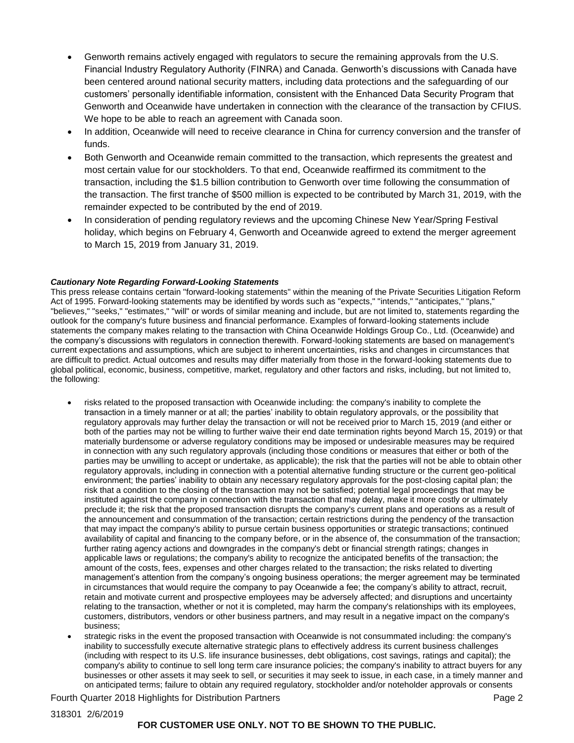- Genworth remains actively engaged with regulators to secure the remaining approvals from the U.S. Financial Industry Regulatory Authority (FINRA) and Canada. Genworth's discussions with Canada have been centered around national security matters, including data protections and the safeguarding of our customers' personally identifiable information, consistent with the Enhanced Data Security Program that Genworth and Oceanwide have undertaken in connection with the clearance of the transaction by CFIUS. We hope to be able to reach an agreement with Canada soon.
- In addition, Oceanwide will need to receive clearance in China for currency conversion and the transfer of funds.
- Both Genworth and Oceanwide remain committed to the transaction, which represents the greatest and most certain value for our stockholders. To that end, Oceanwide reaffirmed its commitment to the transaction, including the $1.5 billion contribution to Genworth over time following the consummation of the transaction. The first tranche of $500 million is expected to be contributed by March 31, 2019, with the remainder expected to be contributed by the end of 2019.
- In consideration of pending regulatory reviews and the upcoming Chinese New Year/Spring Festival holiday, which begins on February 4, Genworth and Oceanwide agreed to extend the merger agreement to March 15, 2019 from January 31, 2019.

***Cautionary Note Regarding Forward-Looking Statements***

This press release contains certain "forward-looking statements" within the meaning of the Private Securities Litigation Reform Act of 1995. Forward-looking statements may be identified by words such as "expects," "intends," "anticipates," "plans," "believes," "seeks," "estimates," "will" or words of similar meaning and include, but are not limited to, statements regarding the outlook for the company's future business and financial performance. Examples of forward-looking statements include statements the company makes relating to the transaction with China Oceanwide Holdings Group Co., Ltd. (Oceanwide) and the company's discussions with regulators in connection therewith. Forward-looking statements are based on management's current expectations and assumptions, which are subject to inherent uncertainties, risks and changes in circumstances that are difficult to predict. Actual outcomes and results may differ materially from those in the forward-looking statements due to global political, economic, business, competitive, market, regulatory and other factors and risks, including, but not limited to, the following:

- risks related to the proposed transaction with Oceanwide including: the company's inability to complete the transaction in a timely manner or at all; the parties' inability to obtain regulatory approvals, or the possibility that regulatory approvals may further delay the transaction or will not be received prior to March 15, 2019 (and either or both of the parties may not be willing to further waive their end date termination rights beyond March 15, 2019) or that materially burdensome or adverse regulatory conditions may be imposed or undesirable measures may be required in connection with any such regulatory approvals (including those conditions or measures that either or both of the parties may be unwilling to accept or undertake, as applicable); the risk that the parties will not be able to obtain other regulatory approvals, including in connection with a potential alternative funding structure or the current geo-political environment; the parties' inability to obtain any necessary regulatory approvals for the post-closing capital plan; the risk that a condition to the closing of the transaction may not be satisfied; potential legal proceedings that may be instituted against the company in connection with the transaction that may delay, make it more costly or ultimately preclude it; the risk that the proposed transaction disrupts the company's current plans and operations as a result of the announcement and consummation of the transaction; certain restrictions during the pendency of the transaction that may impact the company's ability to pursue certain business opportunities or strategic transactions; continued availability of capital and financing to the company before, or in the absence of, the consummation of the transaction; further rating agency actions and downgrades in the company's debt or financial strength ratings; changes in applicable laws or regulations; the company's ability to recognize the anticipated benefits of the transaction; the amount of the costs, fees, expenses and other charges related to the transaction; the risks related to diverting management's attention from the company's ongoing business operations; the merger agreement may be terminated in circumstances that would require the company to pay Oceanwide a fee; the company's ability to attract, recruit, retain and motivate current and prospective employees may be adversely affected; and disruptions and uncertainty relating to the transaction, whether or not it is completed, may harm the company's relationships with its employees, customers, distributors, vendors or other business partners, and may result in a negative impact on the company's business;
- strategic risks in the event the proposed transaction with Oceanwide is not consummated including: the company's inability to successfully execute alternative strategic plans to effectively address its current business challenges (including with respect to its U.S. life insurance businesses, debt obligations, cost savings, ratings and capital); the company's ability to continue to sell long term care insurance policies; the company's inability to attract buyers for any businesses or other assets it may seek to sell, or securities it may seek to issue, in each case, in a timely manner and on anticipated terms; failure to obtain any required regulatory, stockholder and/or noteholder approvals or consents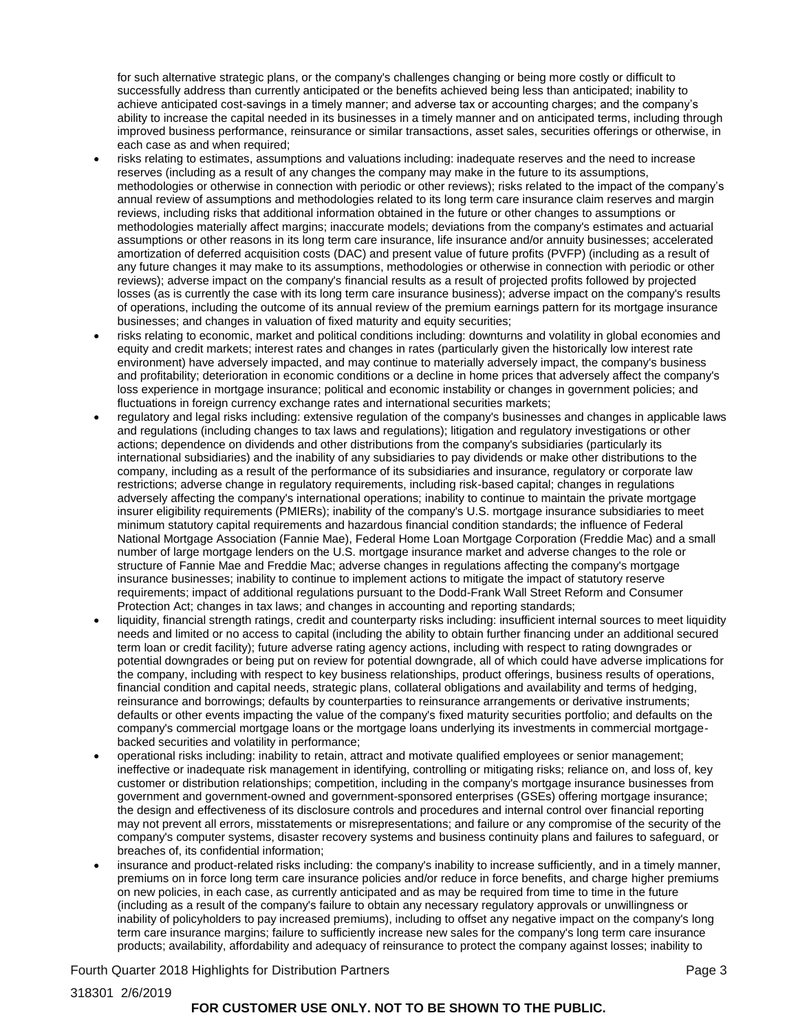for such alternative strategic plans, or the company's challenges changing or being more costly or difficult to successfully address than currently anticipated or the benefits achieved being less than anticipated; inability to achieve anticipated cost-savings in a timely manner; and adverse tax or accounting charges; and the company's ability to increase the capital needed in its businesses in a timely manner and on anticipated terms, including through improved business performance, reinsurance or similar transactions, asset sales, securities offerings or otherwise, in each case as and when required;

- risks relating to estimates, assumptions and valuations including: inadequate reserves and the need to increase reserves (including as a result of any changes the company may make in the future to its assumptions, methodologies or otherwise in connection with periodic or other reviews); risks related to the impact of the company's annual review of assumptions and methodologies related to its long term care insurance claim reserves and margin reviews, including risks that additional information obtained in the future or other changes to assumptions or methodologies materially affect margins; inaccurate models; deviations from the company's estimates and actuarial assumptions or other reasons in its long term care insurance, life insurance and/or annuity businesses; accelerated amortization of deferred acquisition costs (DAC) and present value of future profits (PVFP) (including as a result of any future changes it may make to its assumptions, methodologies or otherwise in connection with periodic or other reviews); adverse impact on the company's financial results as a result of projected profits followed by projected losses (as is currently the case with its long term care insurance business); adverse impact on the company's results of operations, including the outcome of its annual review of the premium earnings pattern for its mortgage insurance businesses; and changes in valuation of fixed maturity and equity securities;
- risks relating to economic, market and political conditions including: downturns and volatility in global economies and equity and credit markets; interest rates and changes in rates (particularly given the historically low interest rate environment) have adversely impacted, and may continue to materially adversely impact, the company's business and profitability; deterioration in economic conditions or a decline in home prices that adversely affect the company's loss experience in mortgage insurance; political and economic instability or changes in government policies; and fluctuations in foreign currency exchange rates and international securities markets;
- regulatory and legal risks including: extensive regulation of the company's businesses and changes in applicable laws and regulations (including changes to tax laws and regulations); litigation and regulatory investigations or other actions; dependence on dividends and other distributions from the company's subsidiaries (particularly its international subsidiaries) and the inability of any subsidiaries to pay dividends or make other distributions to the company, including as a result of the performance of its subsidiaries and insurance, regulatory or corporate law restrictions; adverse change in regulatory requirements, including risk-based capital; changes in regulations adversely affecting the company's international operations; inability to continue to maintain the private mortgage insurer eligibility requirements (PMIERs); inability of the company's U.S. mortgage insurance subsidiaries to meet minimum statutory capital requirements and hazardous financial condition standards; the influence of Federal National Mortgage Association (Fannie Mae), Federal Home Loan Mortgage Corporation (Freddie Mac) and a small number of large mortgage lenders on the U.S. mortgage insurance market and adverse changes to the role or structure of Fannie Mae and Freddie Mac; adverse changes in regulations affecting the company's mortgage insurance businesses; inability to continue to implement actions to mitigate the impact of statutory reserve requirements; impact of additional regulations pursuant to the Dodd-Frank Wall Street Reform and Consumer Protection Act; changes in tax laws; and changes in accounting and reporting standards;
- liquidity, financial strength ratings, credit and counterparty risks including: insufficient internal sources to meet liquidity needs and limited or no access to capital (including the ability to obtain further financing under an additional secured term loan or credit facility); future adverse rating agency actions, including with respect to rating downgrades or potential downgrades or being put on review for potential downgrade, all of which could have adverse implications for the company, including with respect to key business relationships, product offerings, business results of operations, financial condition and capital needs, strategic plans, collateral obligations and availability and terms of hedging, reinsurance and borrowings; defaults by counterparties to reinsurance arrangements or derivative instruments; defaults or other events impacting the value of the company's fixed maturity securities portfolio; and defaults on the company's commercial mortgage loans or the mortgage loans underlying its investments in commercial mortgage-backed securities and volatility in performance;
- operational risks including: inability to retain, attract and motivate qualified employees or senior management; ineffective or inadequate risk management in identifying, controlling or mitigating risks; reliance on, and loss of, key customer or distribution relationships; competition, including in the company's mortgage insurance businesses from government and government-owned and government-sponsored enterprises (GSEs) offering mortgage insurance; the design and effectiveness of its disclosure controls and procedures and internal control over financial reporting may not prevent all errors, misstatements or misrepresentations; and failure or any compromise of the security of the company's computer systems, disaster recovery systems and business continuity plans and failures to safeguard, or breaches of, its confidential information;
- insurance and product-related risks including: the company's inability to increase sufficiently, and in a timely manner, premiums on in force long term care insurance policies and/or reduce in force benefits, and charge higher premiums on new policies, in each case, as currently anticipated and as may be required from time to time in the future (including as a result of the company's failure to obtain any necessary regulatory approvals or unwillingness or inability of policyholders to pay increased premiums), including to offset any negative impact on the company's long term care insurance margins; failure to sufficiently increase new sales for the company's long term care insurance products; availability, affordability and adequacy of reinsurance to protect the company against losses; inability to

318301 2/6/2019

**FOR CUSTOMER USE ONLY. NOT TO BE SHOWN TO THE PUBLIC.**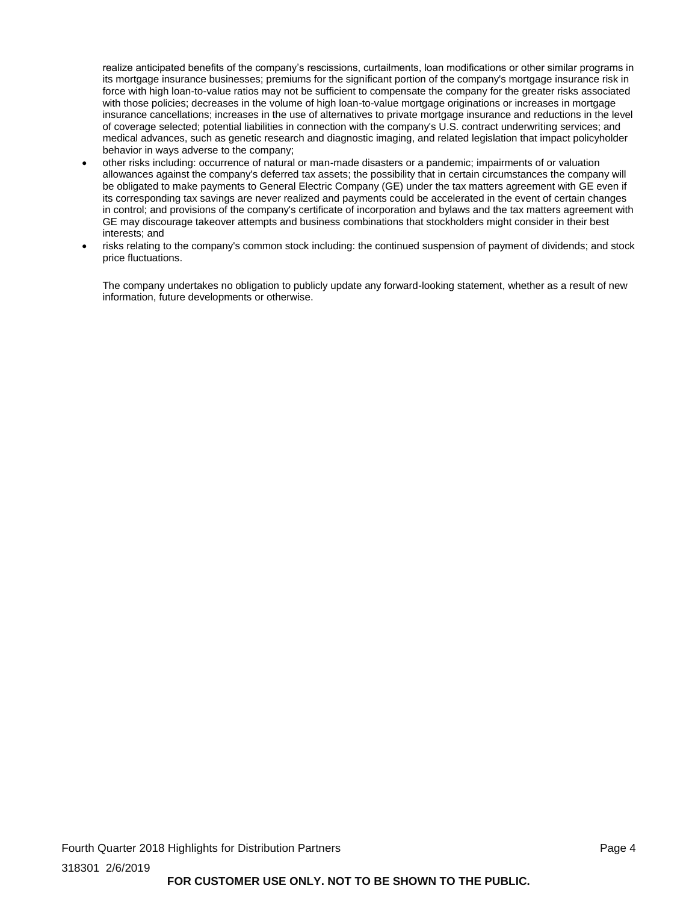realize anticipated benefits of the company's rescissions, curtailments, loan modifications or other similar programs in its mortgage insurance businesses; premiums for the significant portion of the company's mortgage insurance risk in force with high loan-to-value ratios may not be sufficient to compensate the company for the greater risks associated with those policies; decreases in the volume of high loan-to-value mortgage originations or increases in mortgage insurance cancellations; increases in the use of alternatives to private mortgage insurance and reductions in the level of coverage selected; potential liabilities in connection with the company's U.S. contract underwriting services; and medical advances, such as genetic research and diagnostic imaging, and related legislation that impact policyholder behavior in ways adverse to the company;

- other risks including: occurrence of natural or man-made disasters or a pandemic; impairments of or valuation allowances against the company's deferred tax assets; the possibility that in certain circumstances the company will be obligated to make payments to General Electric Company (GE) under the tax matters agreement with GE even if its corresponding tax savings are never realized and payments could be accelerated in the event of certain changes in control; and provisions of the company's certificate of incorporation and bylaws and the tax matters agreement with GE may discourage takeover attempts and business combinations that stockholders might consider in their best interests; and
- risks relating to the company's common stock including: the continued suspension of payment of dividends; and stock price fluctuations.

The company undertakes no obligation to publicly update any forward-looking statement, whether as a result of new information, future developments or otherwise.

318301 2/6/2019

**FOR CUSTOMER USE ONLY. NOT TO BE SHOWN TO THE PUBLIC.**